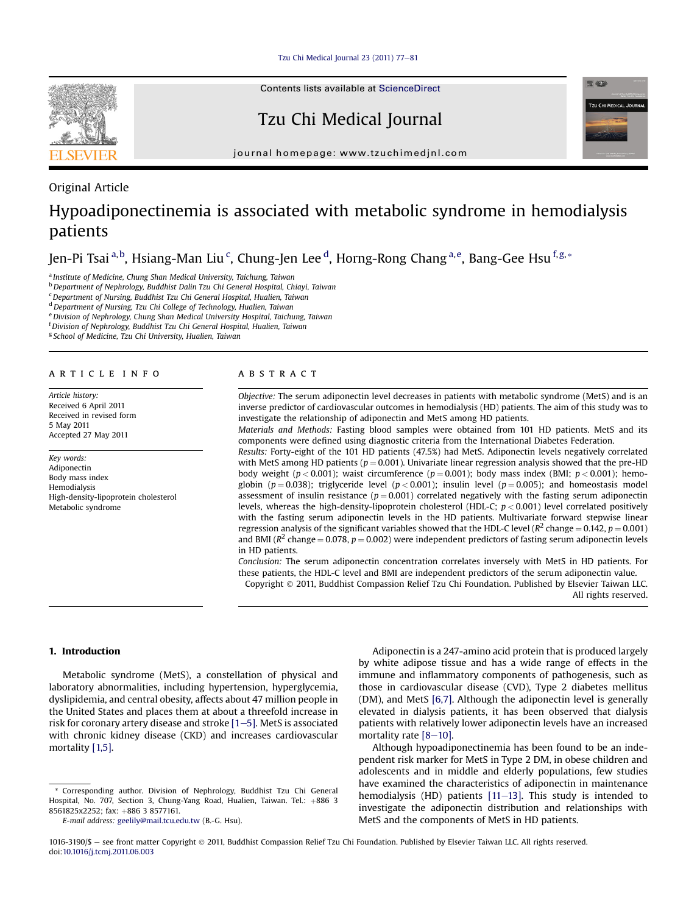Original Article

# Hypoadiponectinemia is associated with metabolic syndrome in hemodialysis patients

Jen-Pi Tsai [a,b], Hsiang-Man Liu [c], Chung-Jen Lee [d], Horng-Rong Chang [a,e], Bang-Gee Hsu [f,g,*]

[a] Institute of Medicine, Chung Shan Medical University, Taichung, Taiwan
[b] Department of Nephrology, Buddhist Dalin Tzu Chi General Hospital, Chiayi, Taiwan
[c] Department of Nursing, Buddhist Tzu Chi General Hospital, Hualien, Taiwan
[d] Department of Nursing, Tzu Chi College of Technology, Hualien, Taiwan
[e] Division of Nephrology, Chung Shan Medical University Hospital, Taichung, Taiwan
[f] Division of Nephrology, Buddhist Tzu Chi General Hospital, Hualien, Taiwan
[g] School of Medicine, Tzu Chi University, Hualien, Taiwan

## ARTICLE INFO

*Article history:*
Received 6 April 2011
Received in revised form
5 May 2011
Accepted 27 May 2011

*Key words:*
Adiponectin
Body mass index
Hemodialysis
High-density-lipoprotein cholesterol
Metabolic syndrome

## ABSTRACT

*Objective:* The serum adiponectin level decreases in patients with metabolic syndrome (MetS) and is an inverse predictor of cardiovascular outcomes in hemodialysis (HD) patients. The aim of this study was to investigate the relationship of adiponectin and MetS among HD patients.

*Materials and Methods:* Fasting blood samples were obtained from 101 HD patients. MetS and its components were defined using diagnostic criteria from the International Diabetes Federation.

*Results:* Forty-eight of the 101 HD patients (47.5%) had MetS. Adiponectin levels negatively correlated with MetS among HD patients ($p = 0.001$). Univariate linear regression analysis showed that the pre-HD body weight ($p < 0.001$); waist circumference ($p = 0.001$); body mass index (BMI; $p < 0.001$); hemoglobin ($p = 0.038$); triglyceride level ($p < 0.001$); insulin level ($p = 0.005$); and homeostasis model assessment of insulin resistance ($p = 0.001$) correlated negatively with the fasting serum adiponectin levels, whereas the high-density-lipoprotein cholesterol (HDL-C; $p < 0.001$) level correlated positively with the fasting serum adiponectin levels in the HD patients. Multivariate forward stepwise linear regression analysis of the significant variables showed that the HDL-C level ($R^2$ change $= 0.142$, $p = 0.001$) and BMI ($R^2$ change $= 0.078$, $p = 0.002$) were independent predictors of fasting serum adiponectin levels in HD patients.

*Conclusion:* The serum adiponectin concentration correlates inversely with MetS in HD patients. For these patients, the HDL-C level and BMI are independent predictors of the serum adiponectin value.

Copyright © 2011, Buddhist Compassion Relief Tzu Chi Foundation. Published by Elsevier Taiwan LLC. All rights reserved.

## 1. Introduction

Metabolic syndrome (MetS), a constellation of physical and laboratory abnormalities, including hypertension, hyperglycemia, dyslipidemia, and central obesity, affects about 47 million people in the United States and places them at about a threefold increase in risk for coronary artery disease and stroke [1–5]. MetS is associated with chronic kidney disease (CKD) and increases cardiovascular mortality [1,5].

Adiponectin is a 247-amino acid protein that is produced largely by white adipose tissue and has a wide range of effects in the immune and inflammatory components of pathogenesis, such as those in cardiovascular disease (CVD), Type 2 diabetes mellitus (DM), and MetS [6,7]. Although the adiponectin level is generally elevated in dialysis patients, it has been observed that dialysis patients with relatively lower adiponectin levels have an increased mortality rate [8–10].

Although hypoadiponectinemia has been found to be an independent risk marker for MetS in Type 2 DM, in obese children and adolescents and in middle and elderly populations, few studies have examined the characteristics of adiponectin in maintenance hemodialysis (HD) patients [11–13]. This study is intended to investigate the adiponectin distribution and relationships with MetS and the components of MetS in HD patients.

* Corresponding author. Division of Nephrology, Buddhist Tzu Chi General Hospital, No. 707, Section 3, Chung-Yang Road, Hualien, Taiwan. Tel.: +886 3 8561825x2252; fax: +886 3 8577161.
*E-mail address:* geelily@mail.tcu.edu.tw (B.-G. Hsu).

1016-3190/$ – see front matter Copyright © 2011, Buddhist Compassion Relief Tzu Chi Foundation. Published by Elsevier Taiwan LLC. All rights reserved.
doi:10.1016/j.tcmj.2011.06.003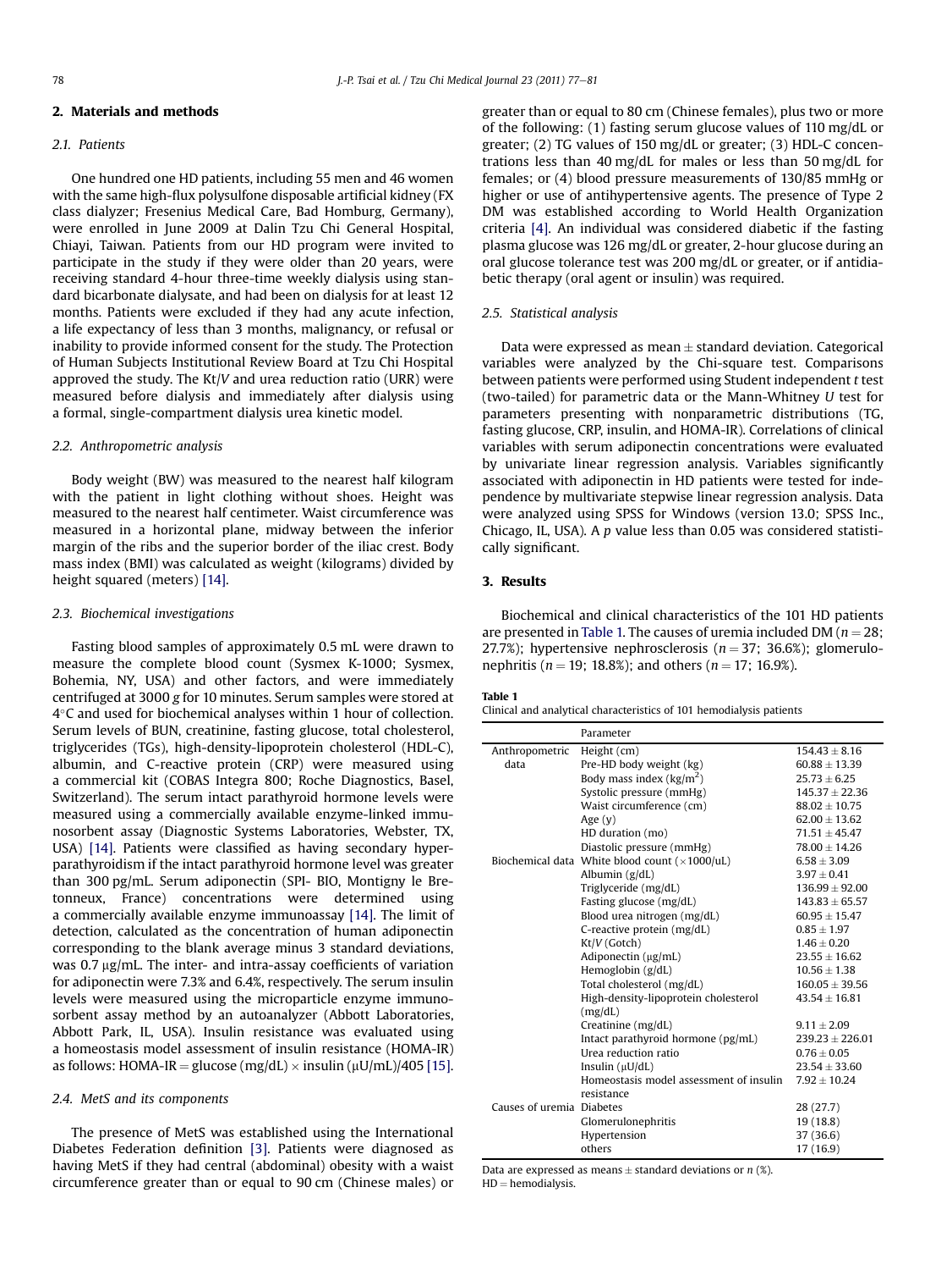## 2. Materials and methods

### 2.1. Patients

One hundred one HD patients, including 55 men and 46 women with the same high-flux polysulfone disposable artificial kidney (FX class dialyzer; Fresenius Medical Care, Bad Homburg, Germany), were enrolled in June 2009 at Dalin Tzu Chi General Hospital, Chiayi, Taiwan. Patients from our HD program were invited to participate in the study if they were older than 20 years, were receiving standard 4-hour three-time weekly dialysis using standard bicarbonate dialysate, and had been on dialysis for at least 12 months. Patients were excluded if they had any acute infection, a life expectancy of less than 3 months, malignancy, or refusal or inability to provide informed consent for the study. The Protection of Human Subjects Institutional Review Board at Tzu Chi Hospital approved the study. The Kt/*V* and urea reduction ratio (URR) were measured before dialysis and immediately after dialysis using a formal, single-compartment dialysis urea kinetic model.

### 2.2. Anthropometric analysis

Body weight (BW) was measured to the nearest half kilogram with the patient in light clothing without shoes. Height was measured to the nearest half centimeter. Waist circumference was measured in a horizontal plane, midway between the inferior margin of the ribs and the superior border of the iliac crest. Body mass index (BMI) was calculated as weight (kilograms) divided by height squared (meters) [14].

### 2.3. Biochemical investigations

Fasting blood samples of approximately 0.5 mL were drawn to measure the complete blood count (Sysmex K-1000; Sysmex, Bohemia, NY, USA) and other factors, and were immediately centrifuged at 3000 *g* for 10 minutes. Serum samples were stored at 4°C and used for biochemical analyses within 1 hour of collection. Serum levels of BUN, creatinine, fasting glucose, total cholesterol, triglycerides (TGs), high-density-lipoprotein cholesterol (HDL-C), albumin, and C-reactive protein (CRP) were measured using a commercial kit (COBAS Integra 800; Roche Diagnostics, Basel, Switzerland). The serum intact parathyroid hormone levels were measured using a commercially available enzyme-linked immunosorbent assay (Diagnostic Systems Laboratories, Webster, TX, USA) [14]. Patients were classified as having secondary hyperparathyroidism if the intact parathyroid hormone level was greater than 300 pg/mL. Serum adiponectin (SPI- BIO, Montigny le Bretonneux, France) concentrations were determined using a commercially available enzyme immunoassay [14]. The limit of detection, calculated as the concentration of human adiponectin corresponding to the blank average minus 3 standard deviations, was 0.7 μg/mL. The inter- and intra-assay coefficients of variation for adiponectin were 7.3% and 6.4%, respectively. The serum insulin levels were measured using the microparticle enzyme immunosorbent assay method by an autoanalyzer (Abbott Laboratories, Abbott Park, IL, USA). Insulin resistance was evaluated using a homeostasis model assessment of insulin resistance (HOMA-IR) as follows: HOMA-IR = glucose (mg/dL) × insulin (μU/mL)/405 [15].

### 2.4. MetS and its components

The presence of MetS was established using the International Diabetes Federation definition [3]. Patients were diagnosed as having MetS if they had central (abdominal) obesity with a waist circumference greater than or equal to 90 cm (Chinese males) or greater than or equal to 80 cm (Chinese females), plus two or more of the following: (1) fasting serum glucose values of 110 mg/dL or greater; (2) TG values of 150 mg/dL or greater; (3) HDL-C concentrations less than 40 mg/dL for males or less than 50 mg/dL for females; or (4) blood pressure measurements of 130/85 mmHg or higher or use of antihypertensive agents. The presence of Type 2 DM was established according to World Health Organization criteria [4]. An individual was considered diabetic if the fasting plasma glucose was 126 mg/dL or greater, 2-hour glucose during an oral glucose tolerance test was 200 mg/dL or greater, or if antidiabetic therapy (oral agent or insulin) was required.

### 2.5. Statistical analysis

Data were expressed as mean ± standard deviation. Categorical variables were analyzed by the Chi-square test. Comparisons between patients were performed using Student independent *t* test (two-tailed) for parametric data or the Mann-Whitney *U* test for parameters presenting with nonparametric distributions (TG, fasting glucose, CRP, insulin, and HOMA-IR). Correlations of clinical variables with serum adiponectin concentrations were evaluated by univariate linear regression analysis. Variables significantly associated with adiponectin in HD patients were tested for independence by multivariate stepwise linear regression analysis. Data were analyzed using SPSS for Windows (version 13.0; SPSS Inc., Chicago, IL, USA). A *p* value less than 0.05 was considered statistically significant.

## 3. Results

Biochemical and clinical characteristics of the 101 HD patients are presented in Table 1. The causes of uremia included DM ($n = 28$; 27.7%); hypertensive nephrosclerosis ($n = 37$; 36.6%); glomerulonephritis ($n = 19$; 18.8%); and others ($n = 17$; 16.9%).

**Table 1**
Clinical and analytical characteristics of 101 hemodialysis patients

| | Parameter | |
|---|---|---|
| Anthropometric data | Height (cm) | 154.43 ± 8.16 |
| | Pre-HD body weight (kg) | 60.88 ± 13.39 |
| | Body mass index (kg/m$^2$) | 25.73 ± 6.25 |
| | Systolic pressure (mmHg) | 145.37 ± 22.36 |
| | Waist circumference (cm) | 88.02 ± 10.75 |
| | Age (y) | 62.00 ± 13.62 |
| | HD duration (mo) | 71.51 ± 45.47 |
| | Diastolic pressure (mmHg) | 78.00 ± 14.26 |
| Biochemical data | White blood count (×1000/uL) | 6.58 ± 3.09 |
| | Albumin (g/dL) | 3.97 ± 0.41 |
| | Triglyceride (mg/dL) | 136.99 ± 92.00 |
| | Fasting glucose (mg/dL) | 143.83 ± 65.57 |
| | Blood urea nitrogen (mg/dL) | 60.95 ± 15.47 |
| | C-reactive protein (mg/dL) | 0.85 ± 1.97 |
| | Kt/*V* (Gotch) | 1.46 ± 0.20 |
| | Adiponectin (μg/mL) | 23.55 ± 16.62 |
| | Hemoglobin (g/dL) | 10.56 ± 1.38 |
| | Total cholesterol (mg/dL) | 160.05 ± 39.56 |
| | High-density-lipoprotein cholesterol (mg/dL) | 43.54 ± 16.81 |
| | Creatinine (mg/dL) | 9.11 ± 2.09 |
| | Intact parathyroid hormone (pg/mL) | 239.23 ± 226.01 |
| | Urea reduction ratio | 0.76 ± 0.05 |
| | Insulin (μU/dL) | 23.54 ± 33.60 |
| | Homeostasis model assessment of insulin resistance | 7.92 ± 10.24 |
| Causes of uremia | Diabetes | 28 (27.7) |
| | Glomerulonephritis | 19 (18.8) |
| | Hypertension | 37 (36.6) |
| | others | 17 (16.9) |

Data are expressed as means ± standard deviations or *n* (%).
HD = hemodialysis.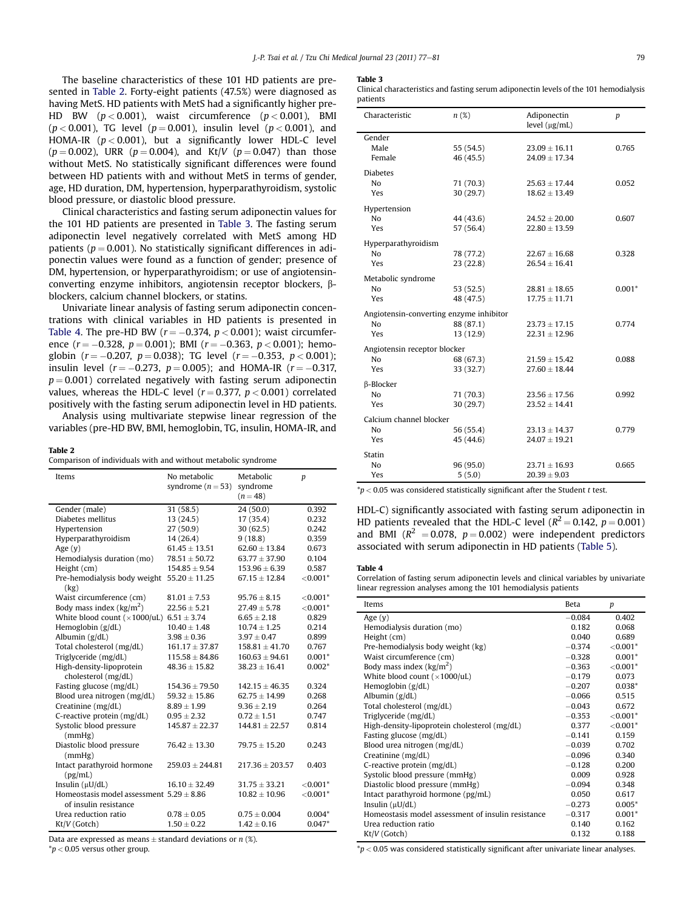The baseline characteristics of these 101 HD patients are presented in Table 2. Forty-eight patients (47.5%) were diagnosed as having MetS. HD patients with MetS had a significantly higher pre-HD BW ($p < 0.001$), waist circumference ($p < 0.001$), BMI ($p < 0.001$), TG level ($p = 0.001$), insulin level ($p < 0.001$), and HOMA-IR ($p < 0.001$), but a significantly lower HDL-C level ($p = 0.002$), URR ($p = 0.004$), and Kt/V ($p = 0.047$) than those without MetS. No statistically significant differences were found between HD patients with and without MetS in terms of gender, age, HD duration, DM, hypertension, hyperparathyroidism, systolic blood pressure, or diastolic blood pressure.

Clinical characteristics and fasting serum adiponectin values for the 101 HD patients are presented in Table 3. The fasting serum adiponectin level negatively correlated with MetS among HD patients ($p = 0.001$). No statistically significant differences in adiponectin values were found as a function of gender; presence of DM, hypertension, or hyperparathyroidism; or use of angiotensin-converting enzyme inhibitors, angiotensin receptor blockers, β-blockers, calcium channel blockers, or statins.

Univariate linear analysis of fasting serum adiponectin concentrations with clinical variables in HD patients is presented in Table 4. The pre-HD BW ($r = -0.374$, $p < 0.001$); waist circumference ($r = -0.328$, $p = 0.001$); BMI ($r = -0.363$, $p < 0.001$); hemoglobin ($r = -0.207$, $p = 0.038$); TG level ($r = -0.353$, $p < 0.001$); insulin level ($r = -0.273$, $p = 0.005$); and HOMA-IR ($r = -0.317$, $p = 0.001$) correlated negatively with fasting serum adiponectin values, whereas the HDL-C level ($r = 0.377$, $p < 0.001$) correlated positively with the fasting serum adiponectin level in HD patients.

Analysis using multivariate stepwise linear regression of the variables (pre-HD BW, BMI, hemoglobin, TG, insulin, HOMA-IR, and HDL-C) significantly associated with fasting serum adiponectin in HD patients revealed that the HDL-C level ($R^2 = 0.142$, $p = 0.001$) and BMI ($R^2 = 0.078$, $p = 0.002$) were independent predictors associated with serum adiponectin in HD patients (Table 5).

**Table 2**
Comparison of individuals with and without metabolic syndrome

| Items | No metabolic syndrome ($n = 53$) | Metabolic syndrome ($n = 48$) | $p$ |
|---|---|---|---|
| Gender (male) | 31 (58.5) | 24 (50.0) | 0.392 |
| Diabetes mellitus | 13 (24.5) | 17 (35.4) | 0.232 |
| Hypertension | 27 (50.9) | 30 (62.5) | 0.242 |
| Hyperparathyroidism | 14 (26.4) | 9 (18.8) | 0.359 |
| Age (y) | 61.45 ± 13.51 | 62.60 ± 13.84 | 0.673 |
| Hemodialysis duration (mo) | 78.51 ± 50.72 | 63.77 ± 37.90 | 0.104 |
| Height (cm) | 154.85 ± 9.54 | 153.96 ± 6.39 | 0.587 |
| Pre-hemodialysis body weight (kg) | 55.20 ± 11.25 | 67.15 ± 12.84 | <0.001* |
| Waist circumference (cm) | 81.01 ± 7.53 | 95.76 ± 8.15 | <0.001* |
| Body mass index (kg/m$^2$) | 22.56 ± 5.21 | 27.49 ± 5.78 | <0.001* |
| White blood count (×1000/uL) | 6.51 ± 3.74 | 6.65 ± 2.18 | 0.829 |
| Hemoglobin (g/dL) | 10.40 ± 1.48 | 10.74 ± 1.25 | 0.214 |
| Albumin (g/dL) | 3.98 ± 0.36 | 3.97 ± 0.47 | 0.899 |
| Total cholesterol (mg/dL) | 161.17 ± 37.87 | 158.81 ± 41.70 | 0.767 |
| Triglyceride (mg/dL) | 115.58 ± 84.86 | 160.63 ± 94.61 | 0.001* |
| High-density-lipoprotein cholesterol (mg/dL) | 48.36 ± 15.82 | 38.23 ± 16.41 | 0.002* |
| Fasting glucose (mg/dL) | 154.36 ± 79.50 | 142.15 ± 46.35 | 0.324 |
| Blood urea nitrogen (mg/dL) | 59.32 ± 15.86 | 62.75 ± 14.99 | 0.268 |
| Creatinine (mg/dL) | 8.89 ± 1.99 | 9.36 ± 2.19 | 0.264 |
| C-reactive protein (mg/dL) | 0.95 ± 2.32 | 0.72 ± 1.51 | 0.747 |
| Systolic blood pressure (mmHg) | 145.87 ± 22.37 | 144.81 ± 22.57 | 0.814 |
| Diastolic blood pressure (mmHg) | 76.42 ± 13.30 | 79.75 ± 15.20 | 0.243 |
| Intact parathyroid hormone (pg/mL) | 259.03 ± 244.81 | 217.36 ± 203.57 | 0.403 |
| Insulin (μU/dL) | 16.10 ± 32.49 | 31.75 ± 33.21 | <0.001* |
| Homeostasis model assessment of insulin resistance | 5.29 ± 8.86 | 10.82 ± 10.96 | <0.001* |
| Urea reduction ratio | 0.78 ± 0.05 | 0.75 ± 0.004 | 0.004* |
| Kt/V (Gotch) | 1.50 ± 0.22 | 1.42 ± 0.16 | 0.047* |

Data are expressed as means ± standard deviations or n (%).
*$p < 0.05$ versus other group.

**Table 3**
Clinical characteristics and fasting serum adiponectin levels of the 101 hemodialysis patients

| Characteristic | n (%) | Adiponectin level (μg/mL) | $p$ |
|---|---|---|---|
| Gender | | | |
| Male | 55 (54.5) | 23.09 ± 16.11 | 0.765 |
| Female | 46 (45.5) | 24.09 ± 17.34 | |
| Diabetes | | | |
| No | 71 (70.3) | 25.63 ± 17.44 | 0.052 |
| Yes | 30 (29.7) | 18.62 ± 13.49 | |
| Hypertension | | | |
| No | 44 (43.6) | 24.52 ± 20.00 | 0.607 |
| Yes | 57 (56.4) | 22.80 ± 13.59 | |
| Hyperparathyroidism | | | |
| No | 78 (77.2) | 22.67 ± 16.68 | 0.328 |
| Yes | 23 (22.8) | 26.54 ± 16.41 | |
| Metabolic syndrome | | | |
| No | 53 (52.5) | 28.81 ± 18.65 | 0.001* |
| Yes | 48 (47.5) | 17.75 ± 11.71 | |
| Angiotensin-converting enzyme inhibitor | | | |
| No | 88 (87.1) | 23.73 ± 17.15 | 0.774 |
| Yes | 13 (12.9) | 22.31 ± 12.96 | |
| Angiotensin receptor blocker | | | |
| No | 68 (67.3) | 21.59 ± 15.42 | 0.088 |
| Yes | 33 (32.7) | 27.60 ± 18.44 | |
| β-Blocker | | | |
| No | 71 (70.3) | 23.56 ± 17.56 | 0.992 |
| Yes | 30 (29.7) | 23.52 ± 14.41 | |
| Calcium channel blocker | | | |
| No | 56 (55.4) | 23.13 ± 14.37 | 0.779 |
| Yes | 45 (44.6) | 24.07 ± 19.21 | |
| Statin | | | |
| No | 96 (95.0) | 23.71 ± 16.93 | 0.665 |
| Yes | 5 (5.0) | 20.39 ± 9.03 | |

*$p < 0.05$ was considered statistically significant after the Student t test.

**Table 4**
Correlation of fasting serum adiponectin levels and clinical variables by univariate linear regression analyses among the 101 hemodialysis patients

| Items | Beta | $p$ |
|---|---|---|
| Age (y) | −0.084 | 0.402 |
| Hemodialysis duration (mo) | 0.182 | 0.068 |
| Height (cm) | 0.040 | 0.689 |
| Pre-hemodialysis body weight (kg) | −0.374 | <0.001* |
| Waist circumference (cm) | −0.328 | 0.001* |
| Body mass index (kg/m$^2$) | −0.363 | <0.001* |
| White blood count (×1000/uL) | −0.179 | 0.073 |
| Hemoglobin (g/dL) | −0.207 | 0.038* |
| Albumin (g/dL) | −0.066 | 0.515 |
| Total cholesterol (mg/dL) | −0.043 | 0.672 |
| Triglyceride (mg/dL) | −0.353 | <0.001* |
| High-density-lipoprotein cholesterol (mg/dL) | 0.377 | <0.001* |
| Fasting glucose (mg/dL) | −0.141 | 0.159 |
| Blood urea nitrogen (mg/dL) | −0.039 | 0.702 |
| Creatinine (mg/dL) | −0.096 | 0.340 |
| C-reactive protein (mg/dL) | −0.128 | 0.200 |
| Systolic blood pressure (mmHg) | 0.009 | 0.928 |
| Diastolic blood pressure (mmHg) | −0.094 | 0.348 |
| Intact parathyroid hormone (pg/mL) | 0.050 | 0.617 |
| Insulin (μU/dL) | −0.273 | 0.005* |
| Homeostasis model assessment of insulin resistance | −0.317 | 0.001* |
| Urea reduction ratio | 0.140 | 0.162 |
| Kt/V (Gotch) | 0.132 | 0.188 |

*$p < 0.05$ was considered statistically significant after univariate linear analyses.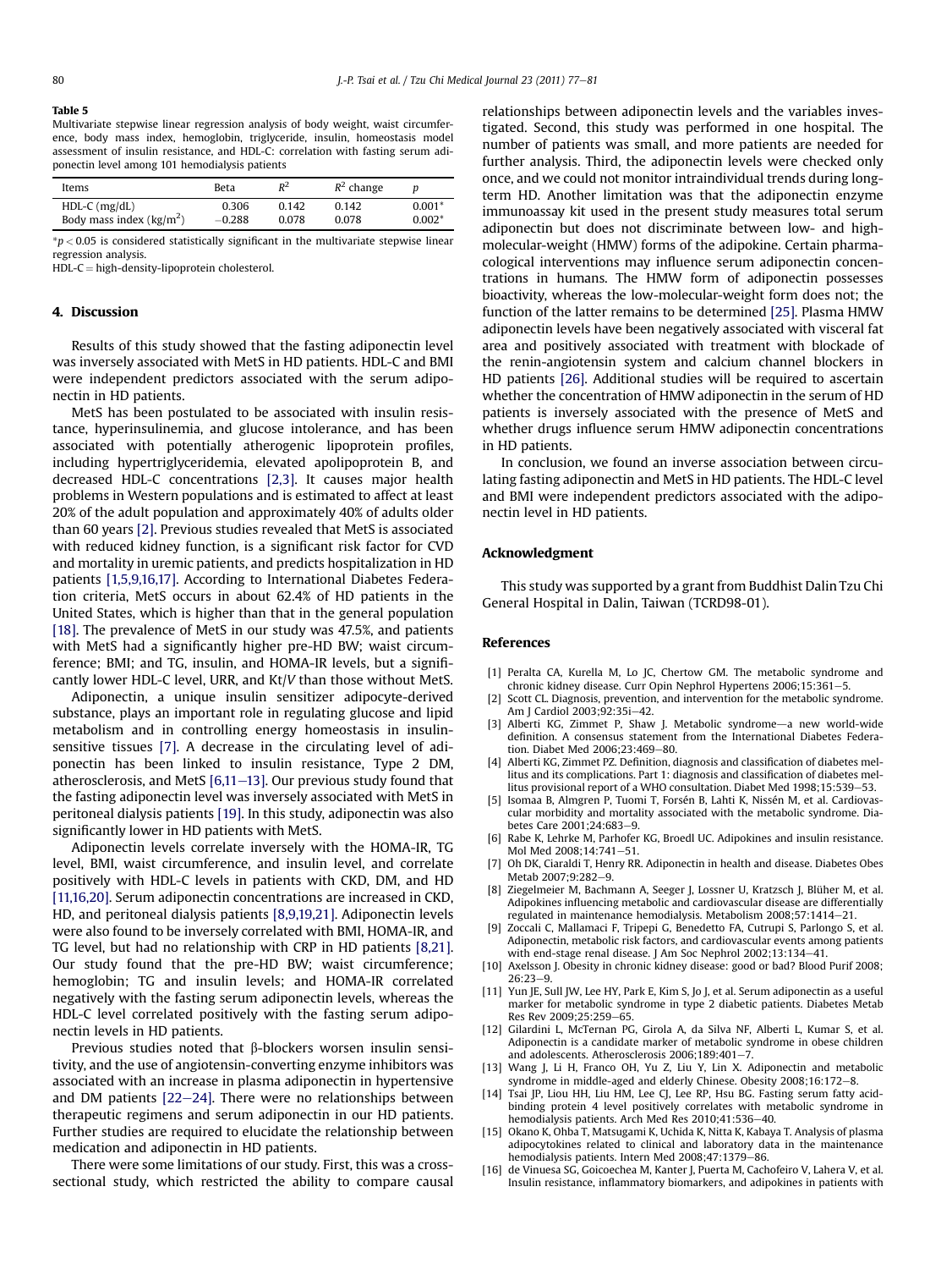**Table 5**

Multivariate stepwise linear regression analysis of body weight, waist circumference, body mass index, hemoglobin, triglyceride, insulin, homeostasis model assessment of insulin resistance, and HDL-C: correlation with fasting serum adiponectin level among 101 hemodialysis patients

| Items | Beta | $R^2$ | $R^2$ change | $p$ |
|---|---|---|---|---|
| HDL-C (mg/dL) | 0.306 | 0.142 | 0.142 | 0.001* |
| Body mass index (kg/m$^2$) | −0.288 | 0.078 | 0.078 | 0.002* |

*$p < 0.05$ is considered statistically significant in the multivariate stepwise linear regression analysis.
HDL-C = high-density-lipoprotein cholesterol.

## 4. Discussion

Results of this study showed that the fasting adiponectin level was inversely associated with MetS in HD patients. HDL-C and BMI were independent predictors associated with the serum adiponectin in HD patients.

MetS has been postulated to be associated with insulin resistance, hyperinsulinemia, and glucose intolerance, and has been associated with potentially atherogenic lipoprotein profiles, including hypertriglyceridemia, elevated apolipoprotein B, and decreased HDL-C concentrations [2,3]. It causes major health problems in Western populations and is estimated to affect at least 20% of the adult population and approximately 40% of adults older than 60 years [2]. Previous studies revealed that MetS is associated with reduced kidney function, is a significant risk factor for CVD and mortality in uremic patients, and predicts hospitalization in HD patients [1,5,9,16,17]. According to International Diabetes Federation criteria, MetS occurs in about 62.4% of HD patients in the United States, which is higher than that in the general population [18]. The prevalence of MetS in our study was 47.5%, and patients with MetS had a significantly higher pre-HD BW; waist circumference; BMI; and TG, insulin, and HOMA-IR levels, but a significantly lower HDL-C level, URR, and Kt/V than those without MetS.

Adiponectin, a unique insulin sensitizer adipocyte-derived substance, plays an important role in regulating glucose and lipid metabolism and in controlling energy homeostasis in insulin-sensitive tissues [7]. A decrease in the circulating level of adiponectin has been linked to insulin resistance, Type 2 DM, atherosclerosis, and MetS [6,11–13]. Our previous study found that the fasting adiponectin level was inversely associated with MetS in peritoneal dialysis patients [19]. In this study, adiponectin was also significantly lower in HD patients with MetS.

Adiponectin levels correlate inversely with the HOMA-IR, TG level, BMI, waist circumference, and insulin level, and correlate positively with HDL-C levels in patients with CKD, DM, and HD [11,16,20]. Serum adiponectin concentrations are increased in CKD, HD, and peritoneal dialysis patients [8,9,19,21]. Adiponectin levels were also found to be inversely correlated with BMI, HOMA-IR, and TG level, but had no relationship with CRP in HD patients [8,21]. Our study found that the pre-HD BW; waist circumference; hemoglobin; TG and insulin levels; and HOMA-IR correlated negatively with the fasting serum adiponectin levels, whereas the HDL-C level correlated positively with the fasting serum adiponectin levels in HD patients.

Previous studies noted that β-blockers worsen insulin sensitivity, and the use of angiotensin-converting enzyme inhibitors was associated with an increase in plasma adiponectin in hypertensive and DM patients [22–24]. There were no relationships between therapeutic regimens and serum adiponectin in our HD patients. Further studies are required to elucidate the relationship between medication and adiponectin in HD patients.

There were some limitations of our study. First, this was a cross-sectional study, which restricted the ability to compare causal relationships between adiponectin levels and the variables investigated. Second, this study was performed in one hospital. The number of patients was small, and more patients are needed for further analysis. Third, the adiponectin levels were checked only once, and we could not monitor intraindividual trends during long-term HD. Another limitation was that the adiponectin enzyme immunoassay kit used in the present study measures total serum adiponectin but does not discriminate between low- and high-molecular-weight (HMW) forms of the adipokine. Certain pharmacological interventions may influence serum adiponectin concentrations in humans. The HMW form of adiponectin possesses bioactivity, whereas the low-molecular-weight form does not; the function of the latter remains to be determined [25]. Plasma HMW adiponectin levels have been negatively associated with visceral fat area and positively associated with treatment with blockade of the renin-angiotensin system and calcium channel blockers in HD patients [26]. Additional studies will be required to ascertain whether the concentration of HMW adiponectin in the serum of HD patients is inversely associated with the presence of MetS and whether drugs influence serum HMW adiponectin concentrations in HD patients.

In conclusion, we found an inverse association between circulating fasting adiponectin and MetS in HD patients. The HDL-C level and BMI were independent predictors associated with the adiponectin level in HD patients.

## Acknowledgment

This study was supported by a grant from Buddhist Dalin Tzu Chi General Hospital in Dalin, Taiwan (TCRD98-01).

## References

[1] Peralta CA, Kurella M, Lo JC, Chertow GM. The metabolic syndrome and chronic kidney disease. Curr Opin Nephrol Hypertens 2006;15:361–5.

[2] Scott CL. Diagnosis, prevention, and intervention for the metabolic syndrome. Am J Cardiol 2003;92:35i–42.

[3] Alberti KG, Zimmet P, Shaw J. Metabolic syndrome—a new world-wide definition. A consensus statement from the International Diabetes Federation. Diabet Med 2006;23:469–80.

[4] Alberti KG, Zimmet PZ. Definition, diagnosis and classification of diabetes mellitus and its complications. Part 1: diagnosis and classification of diabetes mellitus provisional report of a WHO consultation. Diabet Med 1998;15:539–53.

[5] Isomaa B, Almgren P, Tuomi T, Forsén B, Lahti K, Nissén M, et al. Cardiovascular morbidity and mortality associated with the metabolic syndrome. Diabetes Care 2001;24:683–9.

[6] Rabe K, Lehrke M, Parhofer KG, Broedl UC. Adipokines and insulin resistance. Mol Med 2008;14:741–51.

[7] Oh DK, Ciaraldi T, Henry RR. Adiponectin in health and disease. Diabetes Obes Metab 2007;9:282–9.

[8] Ziegelmeier M, Bachmann A, Seeger J, Lossner U, Kratzsch J, Blüher M, et al. Adipokines influencing metabolic and cardiovascular disease are differentially regulated in maintenance hemodialysis. Metabolism 2008;57:1414–21.

[9] Zoccali C, Mallamaci F, Tripepi G, Benedetto FA, Cutrupi S, Parlongo S, et al. Adiponectin, metabolic risk factors, and cardiovascular events among patients with end-stage renal disease. J Am Soc Nephrol 2002;13:134–41.

[10] Axelsson J. Obesity in chronic kidney disease: good or bad? Blood Purif 2008; 26:23–9.

[11] Yun JE, Sull JW, Lee HY, Park E, Kim S, Jo J, et al. Serum adiponectin as a useful marker for metabolic syndrome in type 2 diabetic patients. Diabetes Metab Res Rev 2009;25:259–65.

[12] Gilardini L, McTernan PG, Girola A, da Silva NF, Alberti L, Kumar S, et al. Adiponectin is a candidate marker of metabolic syndrome in obese children and adolescents. Atherosclerosis 2006;189:401–7.

[13] Wang J, Li H, Franco OH, Yu Z, Liu Y, Lin X. Adiponectin and metabolic syndrome in middle-aged and elderly Chinese. Obesity 2008;16:172–8.

[14] Tsai JP, Liou HH, Liu HM, Lee CJ, Lee RP, Hsu BG. Fasting serum fatty acid-binding protein 4 level positively correlates with metabolic syndrome in hemodialysis patients. Arch Med Res 2010;41:536–40.

[15] Okano K, Ohba T, Matsugami K, Uchida K, Nitta K, Kabaya T. Analysis of plasma adipocytokines related to clinical and laboratory data in the maintenance hemodialysis patients. Intern Med 2008;47:1379–86.

[16] de Vinuesa SG, Goicoechea M, Kanter J, Puerta M, Cachofeiro V, Lahera V, et al. Insulin resistance, inflammatory biomarkers, and adipokines in patients with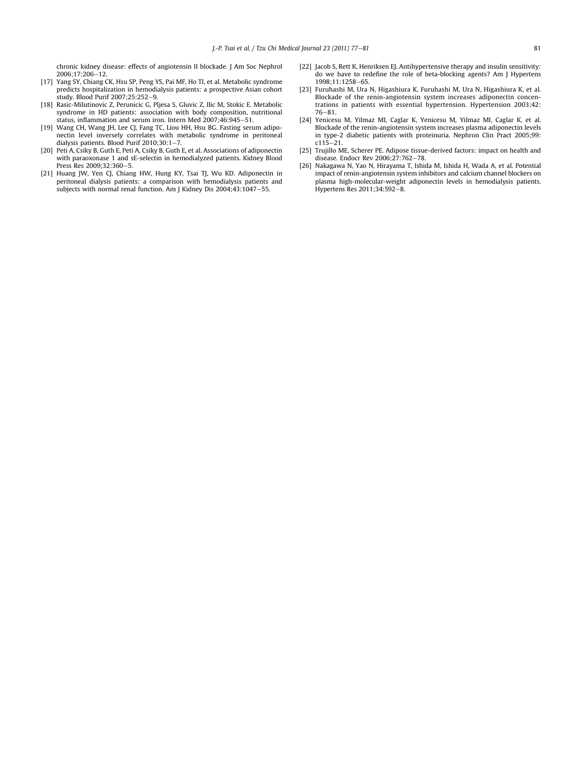chronic kidney disease: effects of angiotensin II blockade. J Am Soc Nephrol 2006;17:206–12.

[17] Yang SY, Chiang CK, Hsu SP, Peng YS, Pai MF, Ho TI, et al. Metabolic syndrome predicts hospitalization in hemodialysis patients: a prospective Asian cohort study. Blood Purif 2007;25:252–9.

[18] Rasic-Milutinovic Z, Perunicic G, Pljesa S, Gluvic Z, Ilic M, Stokic E. Metabolic syndrome in HD patients: association with body composition, nutritional status, inflammation and serum iron. Intern Med 2007;46:945–51.

[19] Wang CH, Wang JH, Lee CJ, Fang TC, Liou HH, Hsu BG. Fasting serum adiponectin level inversely correlates with metabolic syndrome in peritoneal dialysis patients. Blood Purif 2010;30:1–7.

[20] Peti A, Csiky B, Guth E, Peti A, Csiky B, Guth E, et al. Associations of adiponectin with paraoxonase 1 and sE-selectin in hemodialyzed patients. Kidney Blood Press Res 2009;32:360–5.

[21] Huang JW, Yen CJ, Chiang HW, Hung KY, Tsai TJ, Wu KD. Adiponectin in peritoneal dialysis patients: a comparison with hemodialysis patients and subjects with normal renal function. Am J Kidney Dis 2004;43:1047–55.

[22] Jacob S, Rett K, Henriksen EJ. Antihypertensive therapy and insulin sensitivity: do we have to redefine the role of beta-blocking agents? Am J Hypertens 1998;11:1258–65.

[23] Furuhashi M, Ura N, Higashiura K, Furuhashi M, Ura N, Higashiura K, et al. Blockade of the renin-angiotensin system increases adiponectin concentrations in patients with essential hypertension. Hypertension 2003;42: 76–81.

[24] Yenicesu M, Yilmaz MI, Caglar K, Yenicesu M, Yilmaz MI, Caglar K, et al. Blockade of the renin-angiotensin system increases plasma adiponectin levels in type-2 diabetic patients with proteinuria. Nephron Clin Pract 2005;99: c115–21.

[25] Trujillo ME, Scherer PE. Adipose tissue-derived factors: impact on health and disease. Endocr Rev 2006;27:762–78.

[26] Nakagawa N, Yao N, Hirayama T, Ishida M, Ishida H, Wada A, et al. Potential impact of renin-angiotensin system inhibitors and calcium channel blockers on plasma high-molecular-weight adiponectin levels in hemodialysis patients. Hypertens Res 2011;34:592–8.